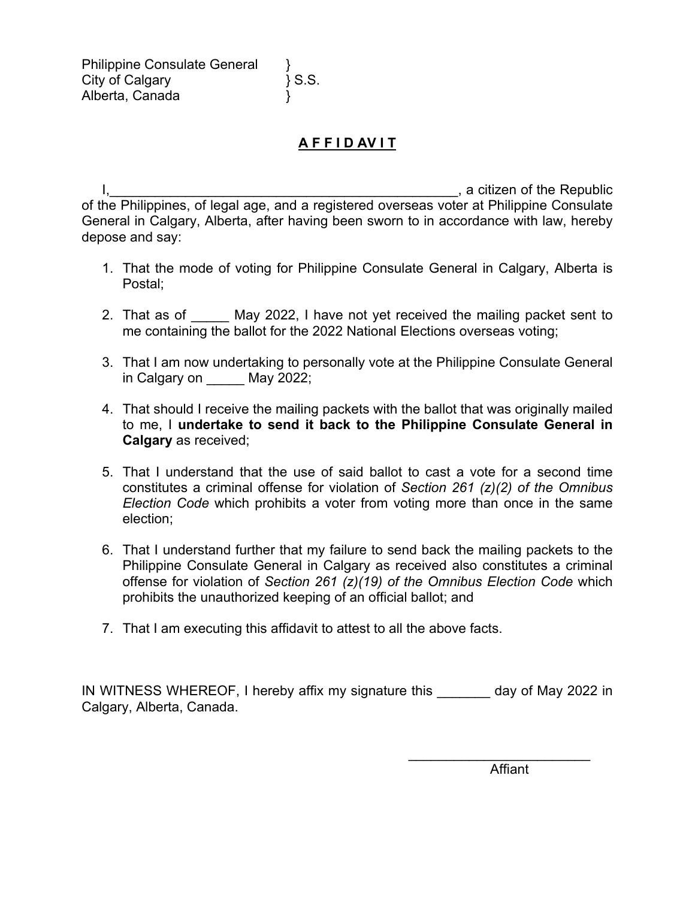Philippine Consulate General }
City of Calgary } S.S.
Alberta, Canada }

# **A F F I D AV I T**

I,_______________________________________________, a citizen of the Republic of the Philippines, of legal age, and a registered overseas voter at Philippine Consulate General in Calgary, Alberta, after having been sworn to in accordance with law, hereby depose and say:

1. That the mode of voting for Philippine Consulate General in Calgary, Alberta is Postal;

2. That as of _____ May 2022, I have not yet received the mailing packet sent to me containing the ballot for the 2022 National Elections overseas voting;

3. That I am now undertaking to personally vote at the Philippine Consulate General in Calgary on _____ May 2022;

4. That should I receive the mailing packets with the ballot that was originally mailed to me, I **undertake to send it back to the Philippine Consulate General in Calgary** as received;

5. That I understand that the use of said ballot to cast a vote for a second time constitutes a criminal offense for violation of *Section 261 (z)(2) of the Omnibus Election Code* which prohibits a voter from voting more than once in the same election;

6. That I understand further that my failure to send back the mailing packets to the Philippine Consulate General in Calgary as received also constitutes a criminal offense for violation of *Section 261 (z)(19) of the Omnibus Election Code* which prohibits the unauthorized keeping of an official ballot; and

7. That I am executing this affidavit to attest to all the above facts.

IN WITNESS WHEREOF, I hereby affix my signature this _______ day of May 2022 in Calgary, Alberta, Canada.

________________________
Affiant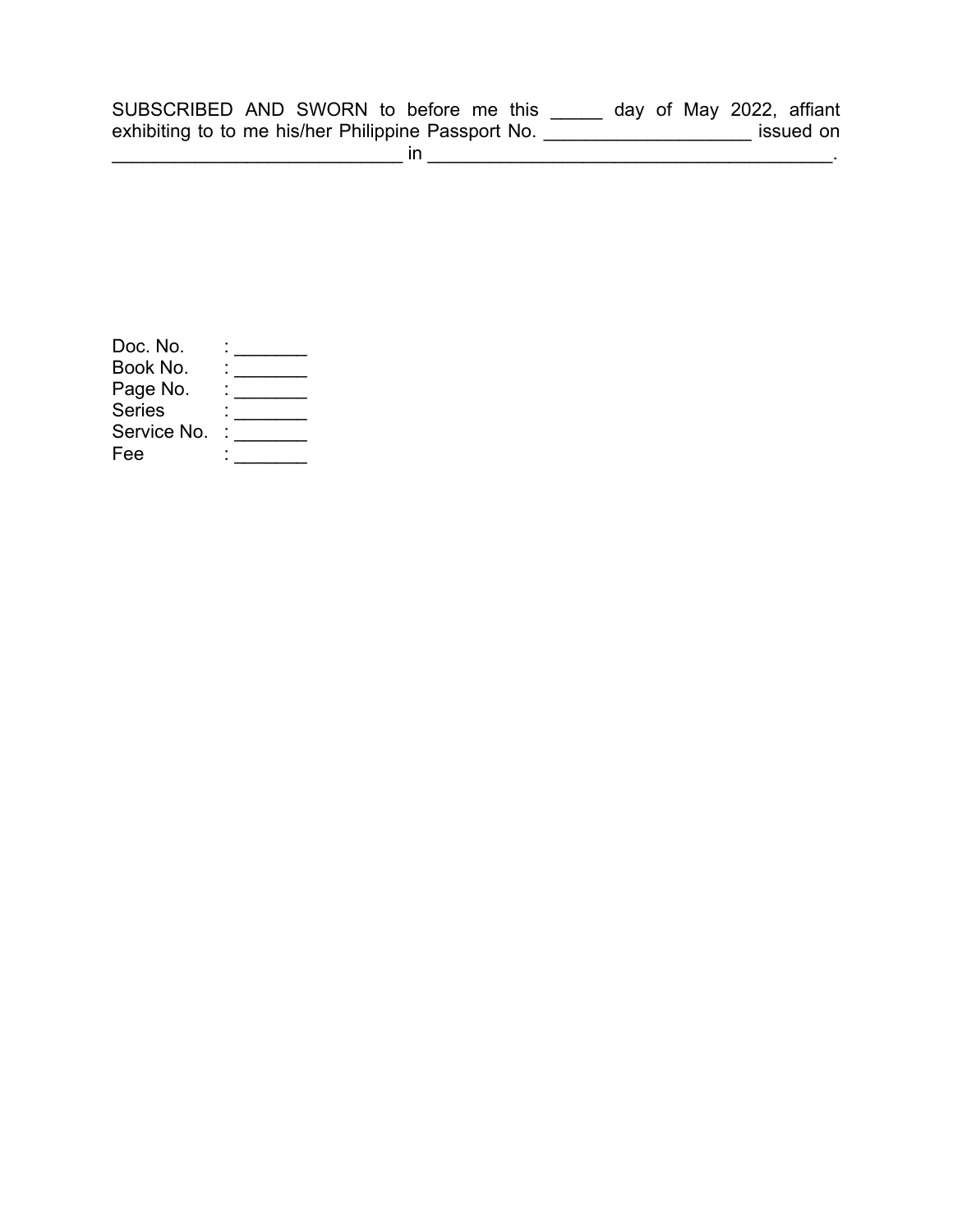SUBSCRIBED AND SWORN to before me this _____ day of May 2022, affiant exhibiting to to me his/her Philippine Passport No. ____________________ issued on _____________________________ in ________________________________________.

Doc. No. : _______
Book No. : _______
Page No. : _______
Series : _______
Service No. : _______
Fee : _______